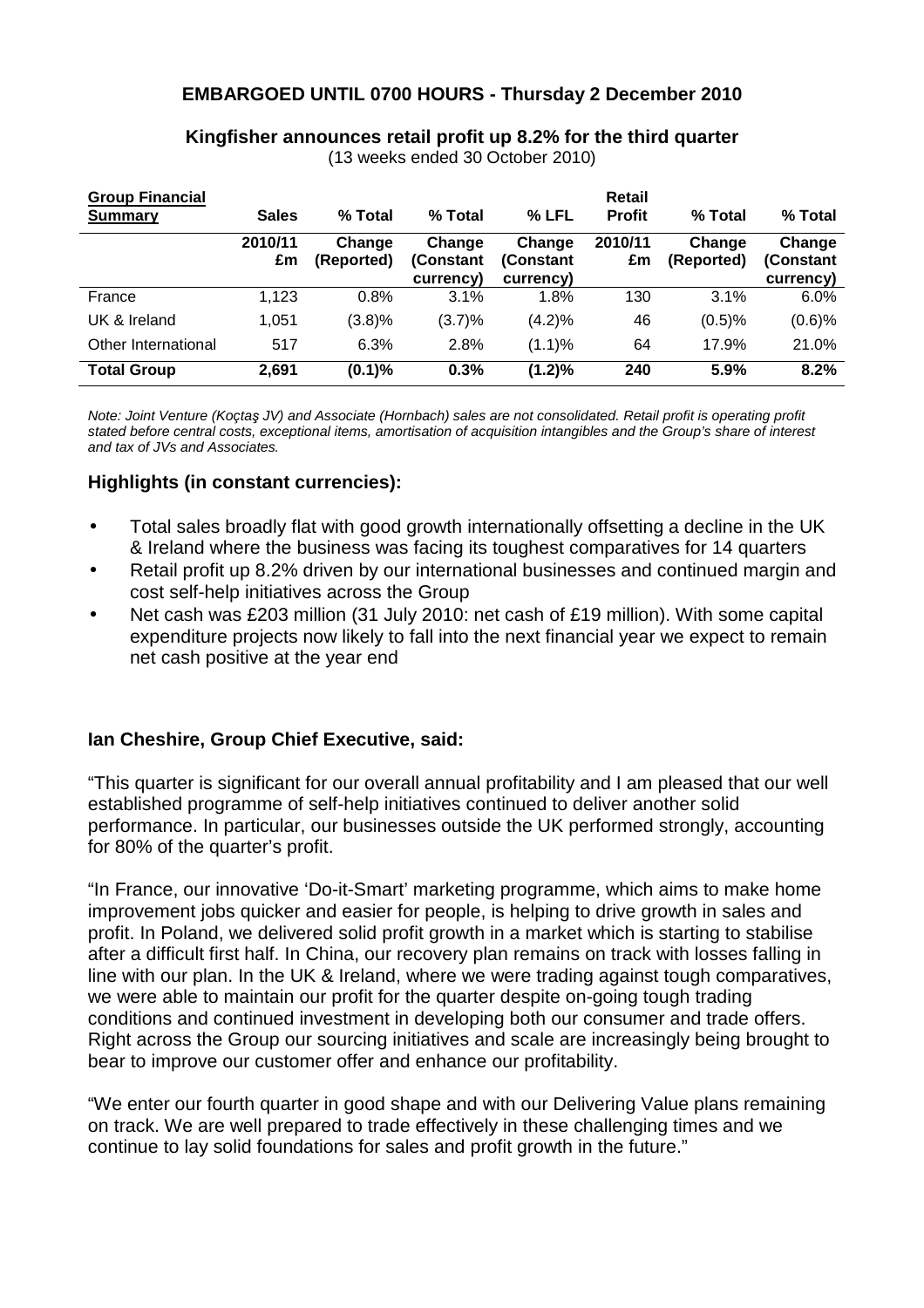**EMBARGOED UNTIL 0700 HOURS - Thursday 2 December 2010**

**Kingfisher announces retail profit up 8.2% for the third quarter**

(13 weeks ended 30 October 2010)

| **Group Financial Summary** | **Sales** | **% Total** | **% Total** | **% LFL** | **Retail Profit** | **% Total** | **% Total** |
|---|---|---|---|---|---|---|---|
| | **2010/11 £m** | **Change (Reported)** | **Change (Constant currency)** | **Change (Constant currency)** | **2010/11 £m** | **Change (Reported)** | **Change (Constant currency)** |
| France | 1,123 | 0.8% | 3.1% | 1.8% | 130 | 3.1% | 6.0% |
| UK & Ireland | 1,051 | (3.8)% | (3.7)% | (4.2)% | 46 | (0.5)% | (0.6)% |
| Other International | 517 | 6.3% | 2.8% | (1.1)% | 64 | 17.9% | 21.0% |
| **Total Group** | **2,691** | **(0.1)%** | **0.3%** | **(1.2)%** | **240** | **5.9%** | **8.2%** |

*Note: Joint Venture (Koçtaş JV) and Associate (Hornbach) sales are not consolidated. Retail profit is operating profit stated before central costs, exceptional items, amortisation of acquisition intangibles and the Group's share of interest and tax of JVs and Associates.*

## Highlights (in constant currencies):

- Total sales broadly flat with good growth internationally offsetting a decline in the UK & Ireland where the business was facing its toughest comparatives for 14 quarters
- Retail profit up 8.2% driven by our international businesses and continued margin and cost self-help initiatives across the Group
- Net cash was £203 million (31 July 2010: net cash of £19 million). With some capital expenditure projects now likely to fall into the next financial year we expect to remain net cash positive at the year end

## Ian Cheshire, Group Chief Executive, said:

"This quarter is significant for our overall annual profitability and I am pleased that our well established programme of self-help initiatives continued to deliver another solid performance. In particular, our businesses outside the UK performed strongly, accounting for 80% of the quarter's profit.

"In France, our innovative 'Do-it-Smart' marketing programme, which aims to make home improvement jobs quicker and easier for people, is helping to drive growth in sales and profit. In Poland, we delivered solid profit growth in a market which is starting to stabilise after a difficult first half. In China, our recovery plan remains on track with losses falling in line with our plan. In the UK & Ireland, where we were trading against tough comparatives, we were able to maintain our profit for the quarter despite on-going tough trading conditions and continued investment in developing both our consumer and trade offers. Right across the Group our sourcing initiatives and scale are increasingly being brought to bear to improve our customer offer and enhance our profitability.

"We enter our fourth quarter in good shape and with our Delivering Value plans remaining on track. We are well prepared to trade effectively in these challenging times and we continue to lay solid foundations for sales and profit growth in the future."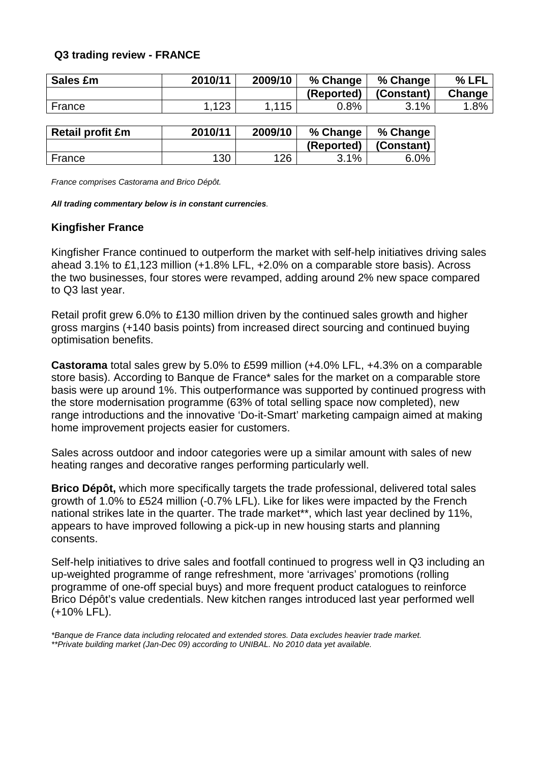### Q3 trading review - FRANCE

| Sales £m | 2010/11 | 2009/10 | % Change (Reported) | % Change (Constant) | % LFL Change |
|---|---|---|---|---|---|
| France | 1,123 | 1,115 | 0.8% | 3.1% | 1.8% |

| Retail profit £m | 2010/11 | 2009/10 | % Change (Reported) | % Change (Constant) |
|---|---|---|---|---|
| France | 130 | 126 | 3.1% | 6.0% |

*France comprises Castorama and Brico Dépôt.*

***All trading commentary below is in constant currencies**.*

**Kingfisher France**

Kingfisher France continued to outperform the market with self-help initiatives driving sales ahead 3.1% to £1,123 million (+1.8% LFL, +2.0% on a comparable store basis). Across the two businesses, four stores were revamped, adding around 2% new space compared to Q3 last year.

Retail profit grew 6.0% to £130 million driven by the continued sales growth and higher gross margins (+140 basis points) from increased direct sourcing and continued buying optimisation benefits.

**Castorama** total sales grew by 5.0% to £599 million (+4.0% LFL, +4.3% on a comparable store basis). According to Banque de France* sales for the market on a comparable store basis were up around 1%. This outperformance was supported by continued progress with the store modernisation programme (63% of total selling space now completed), new range introductions and the innovative 'Do-it-Smart' marketing campaign aimed at making home improvement projects easier for customers.

Sales across outdoor and indoor categories were up a similar amount with sales of new heating ranges and decorative ranges performing particularly well.

**Brico Dépôt,** which more specifically targets the trade professional, delivered total sales growth of 1.0% to £524 million (-0.7% LFL). Like for likes were impacted by the French national strikes late in the quarter. The trade market**, which last year declined by 11%, appears to have improved following a pick-up in new housing starts and planning consents.

Self-help initiatives to drive sales and footfall continued to progress well in Q3 including an up-weighted programme of range refreshment, more 'arrivages' promotions (rolling programme of one-off special buys) and more frequent product catalogues to reinforce Brico Dépôt's value credentials. New kitchen ranges introduced last year performed well (+10% LFL).

*\*Banque de France data including relocated and extended stores. Data excludes heavier trade market.*
*\*\*Private building market (Jan-Dec 09) according to UNIBAL. No 2010 data yet available.*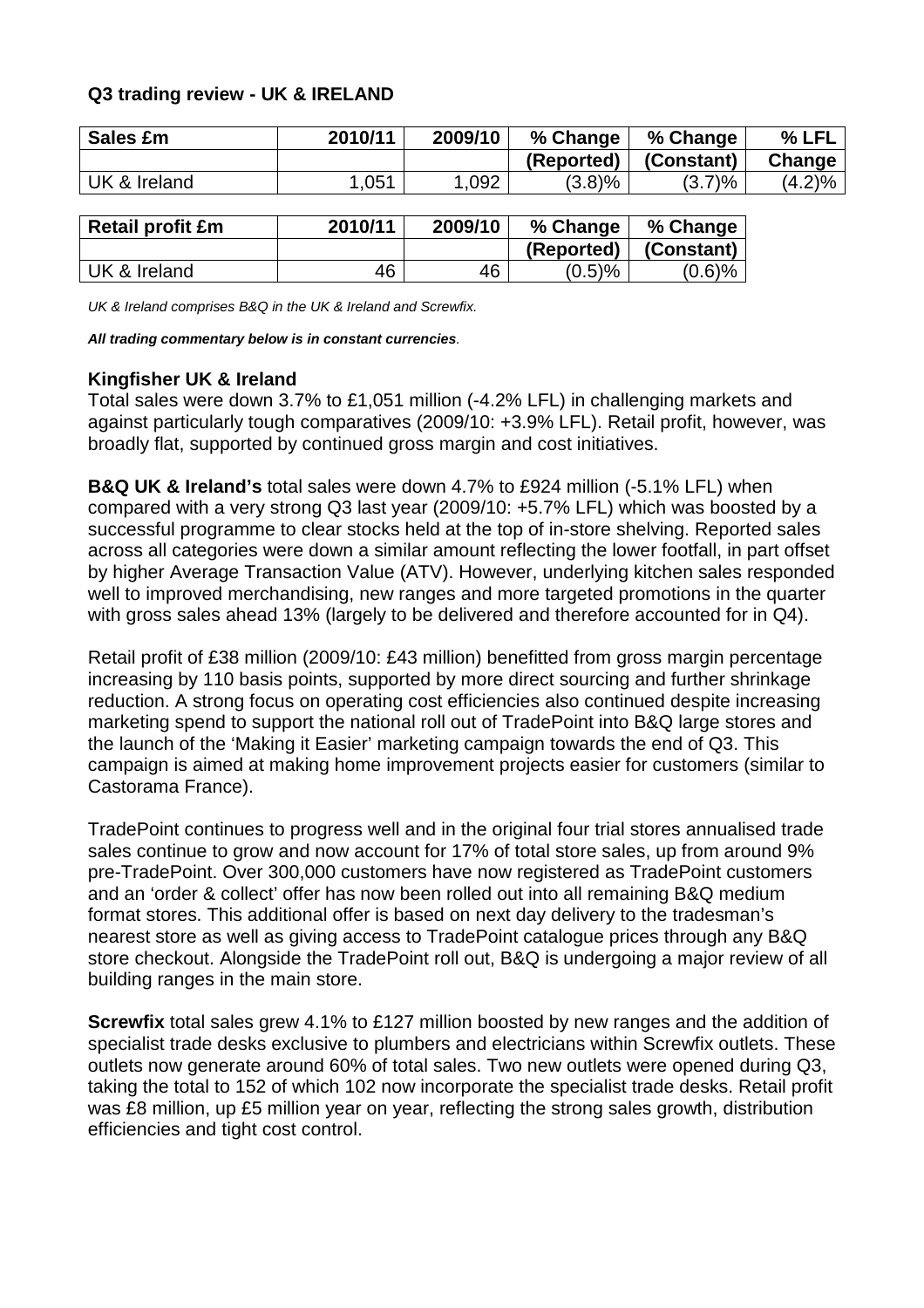### Q3 trading review - UK & IRELAND

| Sales £m | 2010/11 | 2009/10 | % Change (Reported) | % Change (Constant) | % LFL Change |
|---|---|---|---|---|---|
| UK & Ireland | 1,051 | 1,092 | (3.8)% | (3.7)% | (4.2)% |

| Retail profit £m | 2010/11 | 2009/10 | % Change (Reported) | % Change (Constant) |
|---|---|---|---|---|
| UK & Ireland | 46 | 46 | (0.5)% | (0.6)% |

*UK & Ireland comprises B&Q in the UK & Ireland and Screwfix.*

***All trading commentary below is in constant currencies**.*

**Kingfisher UK & Ireland**

Total sales were down 3.7% to £1,051 million (-4.2% LFL) in challenging markets and against particularly tough comparatives (2009/10: +3.9% LFL). Retail profit, however, was broadly flat, supported by continued gross margin and cost initiatives.

**B&Q UK & Ireland's** total sales were down 4.7% to £924 million (-5.1% LFL) when compared with a very strong Q3 last year (2009/10: +5.7% LFL) which was boosted by a successful programme to clear stocks held at the top of in-store shelving. Reported sales across all categories were down a similar amount reflecting the lower footfall, in part offset by higher Average Transaction Value (ATV). However, underlying kitchen sales responded well to improved merchandising, new ranges and more targeted promotions in the quarter with gross sales ahead 13% (largely to be delivered and therefore accounted for in Q4).

Retail profit of £38 million (2009/10: £43 million) benefitted from gross margin percentage increasing by 110 basis points, supported by more direct sourcing and further shrinkage reduction. A strong focus on operating cost efficiencies also continued despite increasing marketing spend to support the national roll out of TradePoint into B&Q large stores and the launch of the 'Making it Easier' marketing campaign towards the end of Q3. This campaign is aimed at making home improvement projects easier for customers (similar to Castorama France).

TradePoint continues to progress well and in the original four trial stores annualised trade sales continue to grow and now account for 17% of total store sales, up from around 9% pre-TradePoint. Over 300,000 customers have now registered as TradePoint customers and an 'order & collect' offer has now been rolled out into all remaining B&Q medium format stores. This additional offer is based on next day delivery to the tradesman's nearest store as well as giving access to TradePoint catalogue prices through any B&Q store checkout. Alongside the TradePoint roll out, B&Q is undergoing a major review of all building ranges in the main store.

**Screwfix** total sales grew 4.1% to £127 million boosted by new ranges and the addition of specialist trade desks exclusive to plumbers and electricians within Screwfix outlets. These outlets now generate around 60% of total sales. Two new outlets were opened during Q3, taking the total to 152 of which 102 now incorporate the specialist trade desks. Retail profit was £8 million, up £5 million year on year, reflecting the strong sales growth, distribution efficiencies and tight cost control.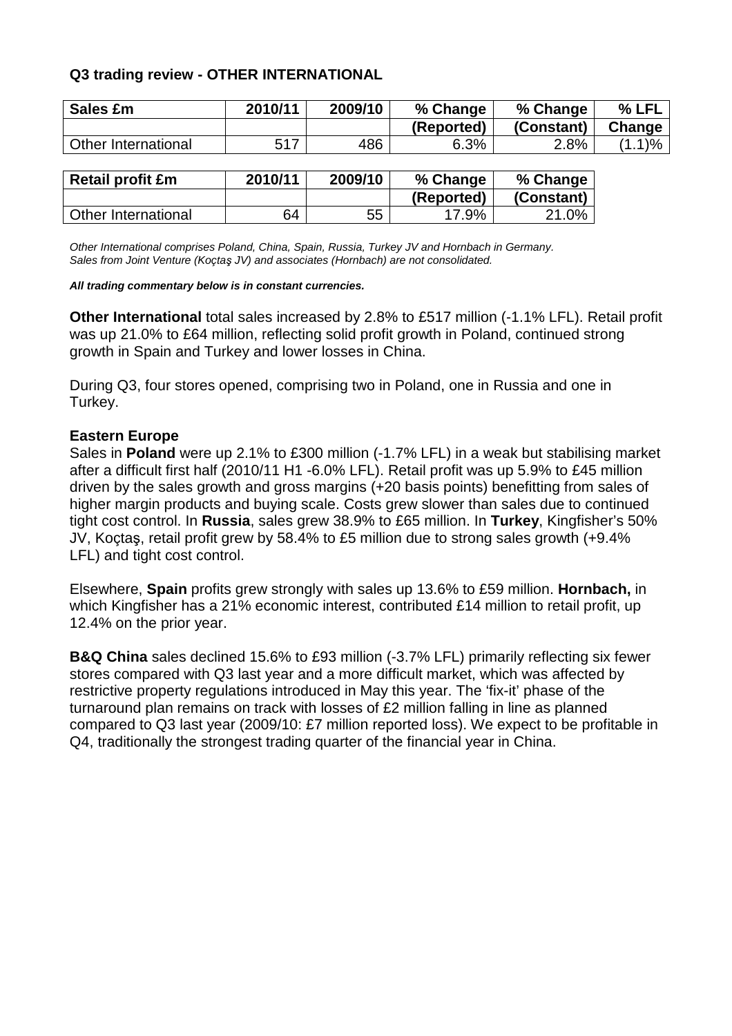### Q3 trading review - OTHER INTERNATIONAL

| Sales £m | 2010/11 | 2009/10 | % Change (Reported) | % Change (Constant) | % LFL Change |
|---|---|---|---|---|---|
| Other International | 517 | 486 | 6.3% | 2.8% | (1.1)% |

| Retail profit £m | 2010/11 | 2009/10 | % Change (Reported) | % Change (Constant) |
|---|---|---|---|---|
| Other International | 64 | 55 | 17.9% | 21.0% |

*Other International comprises Poland, China, Spain, Russia, Turkey JV and Hornbach in Germany.*
*Sales from Joint Venture (Koçtaş JV) and associates (Hornbach) are not consolidated.*

***All trading commentary below is in constant currencies.***

**Other International** total sales increased by 2.8% to £517 million (-1.1% LFL). Retail profit was up 21.0% to £64 million, reflecting solid profit growth in Poland, continued strong growth in Spain and Turkey and lower losses in China.

During Q3, four stores opened, comprising two in Poland, one in Russia and one in Turkey.

**Eastern Europe**

Sales in **Poland** were up 2.1% to £300 million (-1.7% LFL) in a weak but stabilising market after a difficult first half (2010/11 H1 -6.0% LFL). Retail profit was up 5.9% to £45 million driven by the sales growth and gross margins (+20 basis points) benefitting from sales of higher margin products and buying scale. Costs grew slower than sales due to continued tight cost control. In **Russia**, sales grew 38.9% to £65 million. In **Turkey**, Kingfisher's 50% JV, Koçtaş, retail profit grew by 58.4% to £5 million due to strong sales growth (+9.4% LFL) and tight cost control.

Elsewhere, **Spain** profits grew strongly with sales up 13.6% to £59 million. **Hornbach,** in which Kingfisher has a 21% economic interest, contributed £14 million to retail profit, up 12.4% on the prior year.

**B&Q China** sales declined 15.6% to £93 million (-3.7% LFL) primarily reflecting six fewer stores compared with Q3 last year and a more difficult market, which was affected by restrictive property regulations introduced in May this year. The 'fix-it' phase of the turnaround plan remains on track with losses of £2 million falling in line as planned compared to Q3 last year (2009/10: £7 million reported loss). We expect to be profitable in Q4, traditionally the strongest trading quarter of the financial year in China.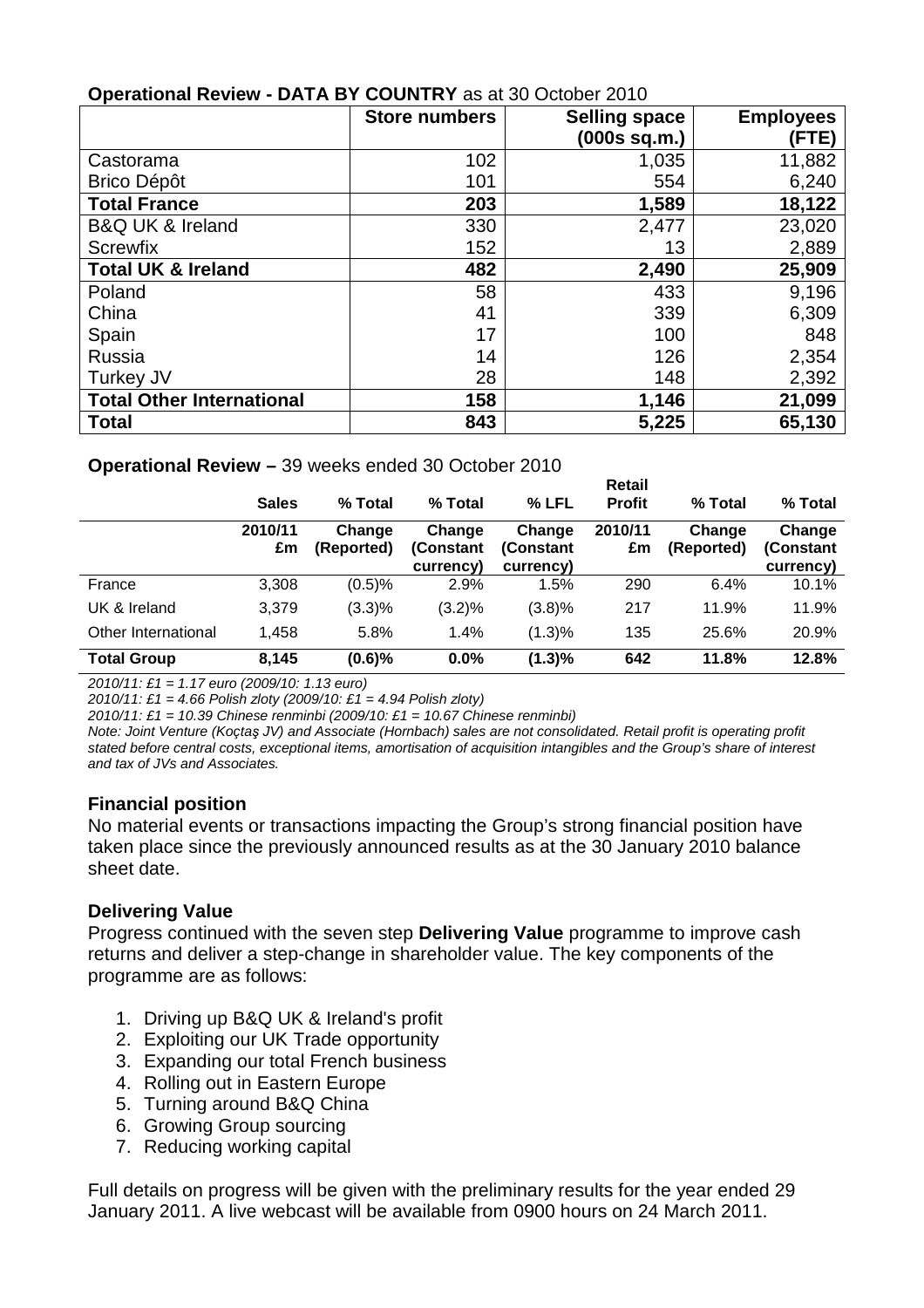**Operational Review - DATA BY COUNTRY** as at 30 October 2010

| | Store numbers | Selling space (000s sq.m.) | Employees (FTE) |
|---|---|---|---|
| Castorama | 102 | 1,035 | 11,882 |
| Brico Dépôt | 101 | 554 | 6,240 |
| **Total France** | **203** | **1,589** | **18,122** |
| B&Q UK & Ireland | 330 | 2,477 | 23,020 |
| Screwfix | 152 | 13 | 2,889 |
| **Total UK & Ireland** | **482** | **2,490** | **25,909** |
| Poland | 58 | 433 | 9,196 |
| China | 41 | 339 | 6,309 |
| Spain | 17 | 100 | 848 |
| Russia | 14 | 126 | 2,354 |
| Turkey JV | 28 | 148 | 2,392 |
| **Total Other International** | **158** | **1,146** | **21,099** |
| **Total** | **843** | **5,225** | **65,130** |

**Operational Review –** 39 weeks ended 30 October 2010

| | Sales | % Total | % Total | % LFL | Retail Profit | % Total | % Total |
|---|---|---|---|---|---|---|---|
| | **2010/11 £m** | **Change (Reported)** | **Change (Constant currency)** | **Change (Constant currency)** | **2010/11 £m** | **Change (Reported)** | **Change (Constant currency)** |
| France | 3,308 | (0.5)% | 2.9% | 1.5% | 290 | 6.4% | 10.1% |
| UK & Ireland | 3,379 | (3.3)% | (3.2)% | (3.8)% | 217 | 11.9% | 11.9% |
| Other International | 1,458 | 5.8% | 1.4% | (1.3)% | 135 | 25.6% | 20.9% |
| **Total Group** | **8,145** | **(0.6)%** | **0.0%** | **(1.3)%** | **642** | **11.8%** | **12.8%** |

*2010/11: £1 = 1.17 euro (2009/10: 1.13 euro)*
*2010/11: £1 = 4.66 Polish zloty (2009/10: £1 = 4.94 Polish zloty)*
*2010/11: £1 = 10.39 Chinese renminbi (2009/10: £1 = 10.67 Chinese renminbi)*
*Note: Joint Venture (Koçtaş JV) and Associate (Hornbach) sales are not consolidated. Retail profit is operating profit stated before central costs, exceptional items, amortisation of acquisition intangibles and the Group's share of interest and tax of JVs and Associates.*

### Financial position

No material events or transactions impacting the Group's strong financial position have taken place since the previously announced results as at the 30 January 2010 balance sheet date.

### Delivering Value

Progress continued with the seven step **Delivering Value** programme to improve cash returns and deliver a step-change in shareholder value. The key components of the programme are as follows:

1. Driving up B&Q UK & Ireland's profit
2. Exploiting our UK Trade opportunity
3. Expanding our total French business
4. Rolling out in Eastern Europe
5. Turning around B&Q China
6. Growing Group sourcing
7. Reducing working capital

Full details on progress will be given with the preliminary results for the year ended 29 January 2011. A live webcast will be available from 0900 hours on 24 March 2011.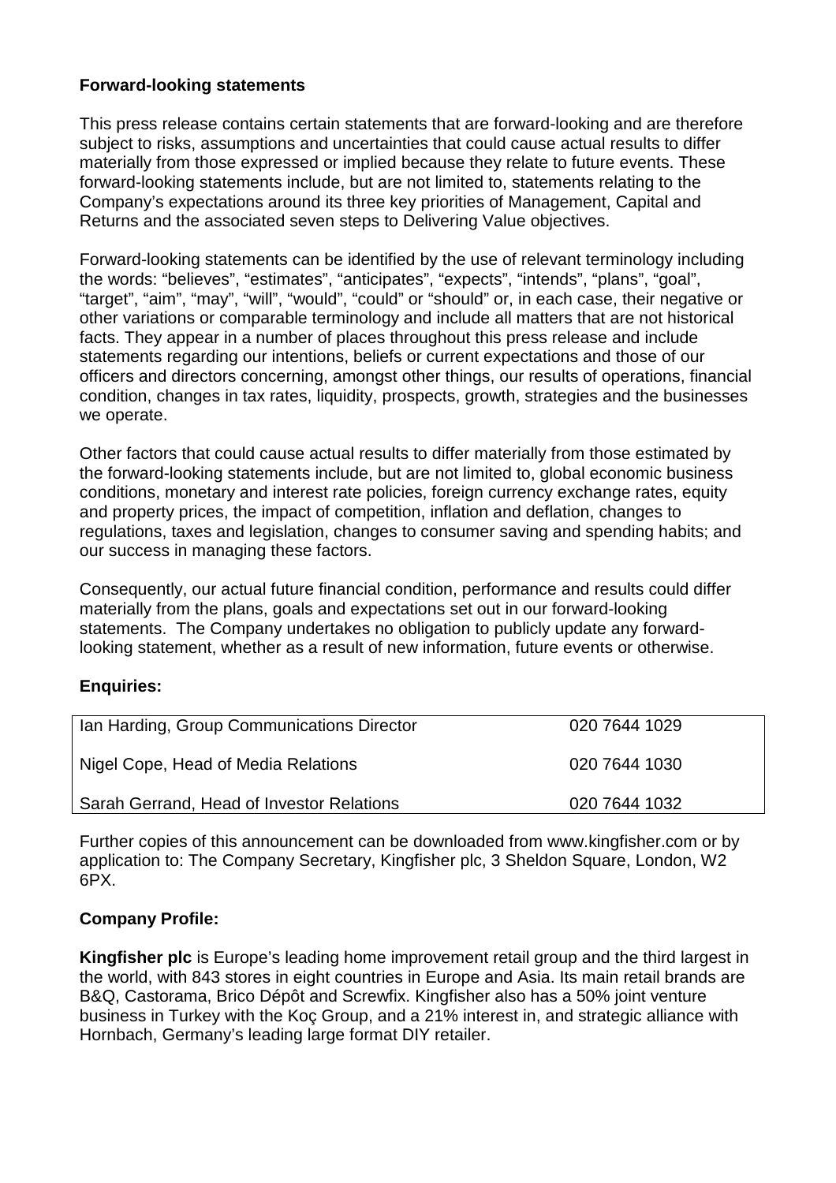**Forward-looking statements**

This press release contains certain statements that are forward-looking and are therefore subject to risks, assumptions and uncertainties that could cause actual results to differ materially from those expressed or implied because they relate to future events. These forward-looking statements include, but are not limited to, statements relating to the Company's expectations around its three key priorities of Management, Capital and Returns and the associated seven steps to Delivering Value objectives.

Forward-looking statements can be identified by the use of relevant terminology including the words: "believes", "estimates", "anticipates", "expects", "intends", "plans", "goal", "target", "aim", "may", "will", "would", "could" or "should" or, in each case, their negative or other variations or comparable terminology and include all matters that are not historical facts. They appear in a number of places throughout this press release and include statements regarding our intentions, beliefs or current expectations and those of our officers and directors concerning, amongst other things, our results of operations, financial condition, changes in tax rates, liquidity, prospects, growth, strategies and the businesses we operate.

Other factors that could cause actual results to differ materially from those estimated by the forward-looking statements include, but are not limited to, global economic business conditions, monetary and interest rate policies, foreign currency exchange rates, equity and property prices, the impact of competition, inflation and deflation, changes to regulations, taxes and legislation, changes to consumer saving and spending habits; and our success in managing these factors.

Consequently, our actual future financial condition, performance and results could differ materially from the plans, goals and expectations set out in our forward-looking statements. The Company undertakes no obligation to publicly update any forward-looking statement, whether as a result of new information, future events or otherwise.

**Enquiries:**

| | |
|---|---|
| Ian Harding, Group Communications Director | 020 7644 1029 |
| Nigel Cope, Head of Media Relations | 020 7644 1030 |
| Sarah Gerrand, Head of Investor Relations | 020 7644 1032 |

Further copies of this announcement can be downloaded from www.kingfisher.com or by application to: The Company Secretary, Kingfisher plc, 3 Sheldon Square, London, W2 6PX.

**Company Profile:**

**Kingfisher plc** is Europe's leading home improvement retail group and the third largest in the world, with 843 stores in eight countries in Europe and Asia. Its main retail brands are B&Q, Castorama, Brico Dépôt and Screwfix. Kingfisher also has a 50% joint venture business in Turkey with the Koç Group, and a 21% interest in, and strategic alliance with Hornbach, Germany's leading large format DIY retailer.